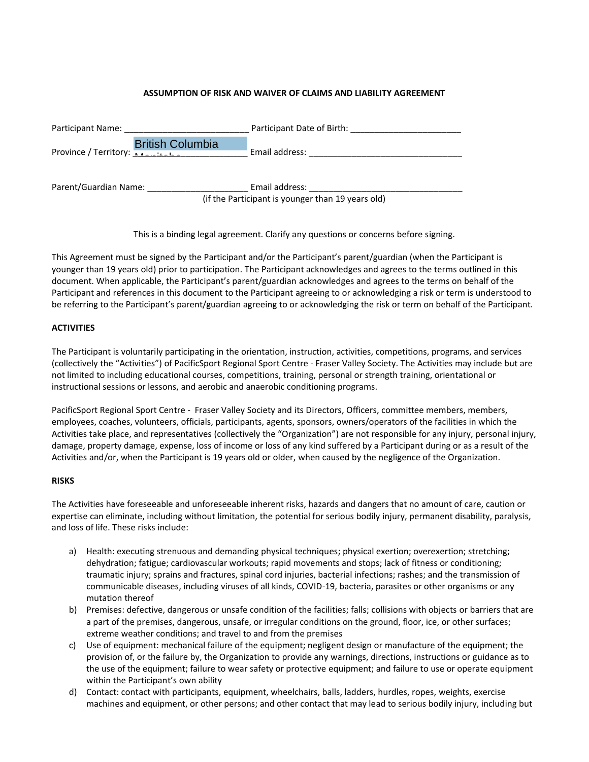**ASSUMPTION OF RISK AND WAIVER OF CLAIMS AND LIABILITY AGREEMENT**

Participant Name: __________________________ Participant Date of Birth: _______________________

Province / Territory: British Columbia ______________ Email address: ________________________________

Parent/Guardian Name: _____________________ Email address: ________________________________
(if the Participant is younger than 19 years old)

This is a binding legal agreement. Clarify any questions or concerns before signing.

This Agreement must be signed by the Participant and/or the Participant's parent/guardian (when the Participant is younger than 19 years old) prior to participation. The Participant acknowledges and agrees to the terms outlined in this document. When applicable, the Participant's parent/guardian acknowledges and agrees to the terms on behalf of the Participant and references in this document to the Participant agreeing to or acknowledging a risk or term is understood to be referring to the Participant's parent/guardian agreeing to or acknowledging the risk or term on behalf of the Participant.

**ACTIVITIES**

The Participant is voluntarily participating in the orientation, instruction, activities, competitions, programs, and services (collectively the "Activities") of PacificSport Regional Sport Centre - Fraser Valley Society. The Activities may include but are not limited to including educational courses, competitions, training, personal or strength training, orientational or instructional sessions or lessons, and aerobic and anaerobic conditioning programs.

PacificSport Regional Sport Centre - Fraser Valley Society and its Directors, Officers, committee members, members, employees, coaches, volunteers, officials, participants, agents, sponsors, owners/operators of the facilities in which the Activities take place, and representatives (collectively the "Organization") are not responsible for any injury, personal injury, damage, property damage, expense, loss of income or loss of any kind suffered by a Participant during or as a result of the Activities and/or, when the Participant is 19 years old or older, when caused by the negligence of the Organization.

**RISKS**

The Activities have foreseeable and unforeseeable inherent risks, hazards and dangers that no amount of care, caution or expertise can eliminate, including without limitation, the potential for serious bodily injury, permanent disability, paralysis, and loss of life. These risks include:

a) Health: executing strenuous and demanding physical techniques; physical exertion; overexertion; stretching; dehydration; fatigue; cardiovascular workouts; rapid movements and stops; lack of fitness or conditioning; traumatic injury; sprains and fractures, spinal cord injuries, bacterial infections; rashes; and the transmission of communicable diseases, including viruses of all kinds, COVID-19, bacteria, parasites or other organisms or any mutation thereof
b) Premises: defective, dangerous or unsafe condition of the facilities; falls; collisions with objects or barriers that are a part of the premises, dangerous, unsafe, or irregular conditions on the ground, floor, ice, or other surfaces; extreme weather conditions; and travel to and from the premises
c) Use of equipment: mechanical failure of the equipment; negligent design or manufacture of the equipment; the provision of, or the failure by, the Organization to provide any warnings, directions, instructions or guidance as to the use of the equipment; failure to wear safety or protective equipment; and failure to use or operate equipment within the Participant's own ability
d) Contact: contact with participants, equipment, wheelchairs, balls, ladders, hurdles, ropes, weights, exercise machines and equipment, or other persons; and other contact that may lead to serious bodily injury, including but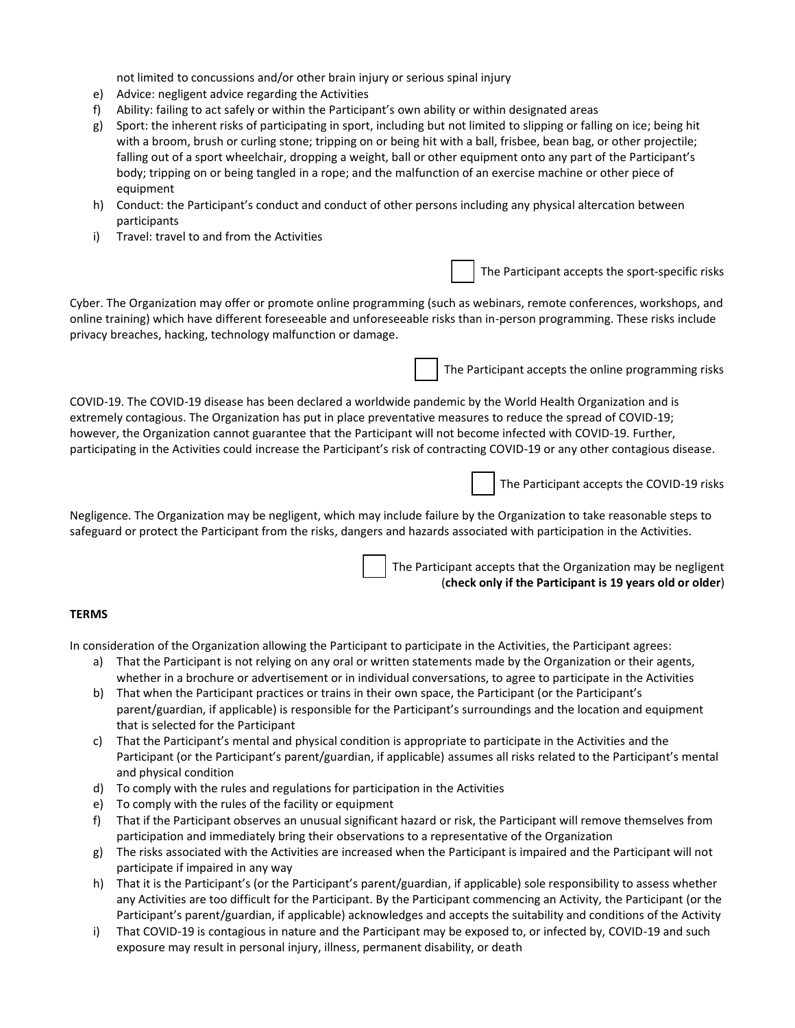not limited to concussions and/or other brain injury or serious spinal injury

e) Advice: negligent advice regarding the Activities
f) Ability: failing to act safely or within the Participant's own ability or within designated areas
g) Sport: the inherent risks of participating in sport, including but not limited to slipping or falling on ice; being hit with a broom, brush or curling stone; tripping on or being hit with a ball, frisbee, bean bag, or other projectile; falling out of a sport wheelchair, dropping a weight, ball or other equipment onto any part of the Participant's body; tripping on or being tangled in a rope; and the malfunction of an exercise machine or other piece of equipment
h) Conduct: the Participant's conduct and conduct of other persons including any physical altercation between participants
i) Travel: travel to and from the Activities

☐ The Participant accepts the sport-specific risks

Cyber. The Organization may offer or promote online programming (such as webinars, remote conferences, workshops, and online training) which have different foreseeable and unforeseeable risks than in-person programming. These risks include privacy breaches, hacking, technology malfunction or damage.

☐ The Participant accepts the online programming risks

COVID-19. The COVID-19 disease has been declared a worldwide pandemic by the World Health Organization and is extremely contagious. The Organization has put in place preventative measures to reduce the spread of COVID-19; however, the Organization cannot guarantee that the Participant will not become infected with COVID-19. Further, participating in the Activities could increase the Participant's risk of contracting COVID-19 or any other contagious disease.

☐ The Participant accepts the COVID-19 risks

Negligence. The Organization may be negligent, which may include failure by the Organization to take reasonable steps to safeguard or protect the Participant from the risks, dangers and hazards associated with participation in the Activities.

☐ The Participant accepts that the Organization may be negligent (**check only if the Participant is 19 years old or older**)

**TERMS**

In consideration of the Organization allowing the Participant to participate in the Activities, the Participant agrees:

a) That the Participant is not relying on any oral or written statements made by the Organization or their agents, whether in a brochure or advertisement or in individual conversations, to agree to participate in the Activities
b) That when the Participant practices or trains in their own space, the Participant (or the Participant's parent/guardian, if applicable) is responsible for the Participant's surroundings and the location and equipment that is selected for the Participant
c) That the Participant's mental and physical condition is appropriate to participate in the Activities and the Participant (or the Participant's parent/guardian, if applicable) assumes all risks related to the Participant's mental and physical condition
d) To comply with the rules and regulations for participation in the Activities
e) To comply with the rules of the facility or equipment
f) That if the Participant observes an unusual significant hazard or risk, the Participant will remove themselves from participation and immediately bring their observations to a representative of the Organization
g) The risks associated with the Activities are increased when the Participant is impaired and the Participant will not participate if impaired in any way
h) That it is the Participant's (or the Participant's parent/guardian, if applicable) sole responsibility to assess whether any Activities are too difficult for the Participant. By the Participant commencing an Activity, the Participant (or the Participant's parent/guardian, if applicable) acknowledges and accepts the suitability and conditions of the Activity
i) That COVID-19 is contagious in nature and the Participant may be exposed to, or infected by, COVID-19 and such exposure may result in personal injury, illness, permanent disability, or death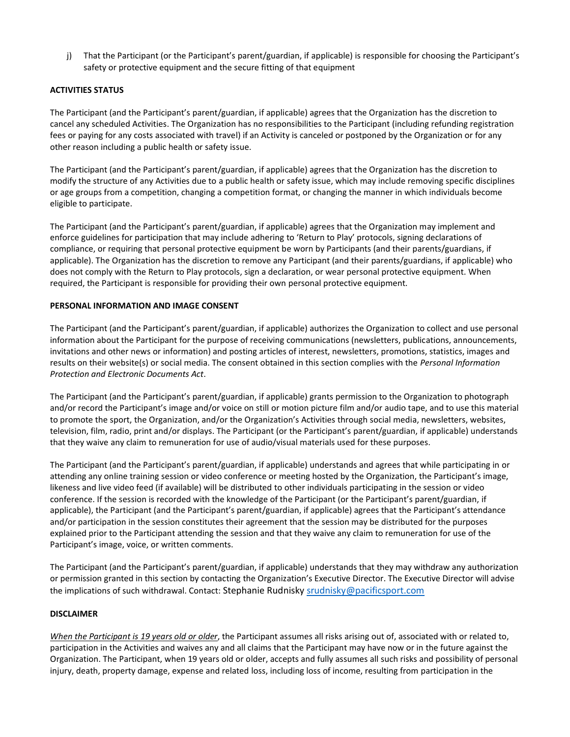j) That the Participant (or the Participant's parent/guardian, if applicable) is responsible for choosing the Participant's safety or protective equipment and the secure fitting of that equipment

**ACTIVITIES STATUS**

The Participant (and the Participant's parent/guardian, if applicable) agrees that the Organization has the discretion to cancel any scheduled Activities. The Organization has no responsibilities to the Participant (including refunding registration fees or paying for any costs associated with travel) if an Activity is canceled or postponed by the Organization or for any other reason including a public health or safety issue.

The Participant (and the Participant's parent/guardian, if applicable) agrees that the Organization has the discretion to modify the structure of any Activities due to a public health or safety issue, which may include removing specific disciplines or age groups from a competition, changing a competition format, or changing the manner in which individuals become eligible to participate.

The Participant (and the Participant's parent/guardian, if applicable) agrees that the Organization may implement and enforce guidelines for participation that may include adhering to 'Return to Play' protocols, signing declarations of compliance, or requiring that personal protective equipment be worn by Participants (and their parents/guardians, if applicable). The Organization has the discretion to remove any Participant (and their parents/guardians, if applicable) who does not comply with the Return to Play protocols, sign a declaration, or wear personal protective equipment. When required, the Participant is responsible for providing their own personal protective equipment.

**PERSONAL INFORMATION AND IMAGE CONSENT**

The Participant (and the Participant's parent/guardian, if applicable) authorizes the Organization to collect and use personal information about the Participant for the purpose of receiving communications (newsletters, publications, announcements, invitations and other news or information) and posting articles of interest, newsletters, promotions, statistics, images and results on their website(s) or social media. The consent obtained in this section complies with the *Personal Information Protection and Electronic Documents Act*.

The Participant (and the Participant's parent/guardian, if applicable) grants permission to the Organization to photograph and/or record the Participant's image and/or voice on still or motion picture film and/or audio tape, and to use this material to promote the sport, the Organization, and/or the Organization's Activities through social media, newsletters, websites, television, film, radio, print and/or displays. The Participant (or the Participant's parent/guardian, if applicable) understands that they waive any claim to remuneration for use of audio/visual materials used for these purposes.

The Participant (and the Participant's parent/guardian, if applicable) understands and agrees that while participating in or attending any online training session or video conference or meeting hosted by the Organization, the Participant's image, likeness and live video feed (if available) will be distributed to other individuals participating in the session or video conference. If the session is recorded with the knowledge of the Participant (or the Participant's parent/guardian, if applicable), the Participant (and the Participant's parent/guardian, if applicable) agrees that the Participant's attendance and/or participation in the session constitutes their agreement that the session may be distributed for the purposes explained prior to the Participant attending the session and that they waive any claim to remuneration for use of the Participant's image, voice, or written comments.

The Participant (and the Participant's parent/guardian, if applicable) understands that they may withdraw any authorization or permission granted in this section by contacting the Organization's Executive Director. The Executive Director will advise the implications of such withdrawal. Contact: Stephanie Rudnisky srudnisky@pacificsport.com

**DISCLAIMER**

*When the Participant is 19 years old or older*, the Participant assumes all risks arising out of, associated with or related to, participation in the Activities and waives any and all claims that the Participant may have now or in the future against the Organization. The Participant, when 19 years old or older, accepts and fully assumes all such risks and possibility of personal injury, death, property damage, expense and related loss, including loss of income, resulting from participation in the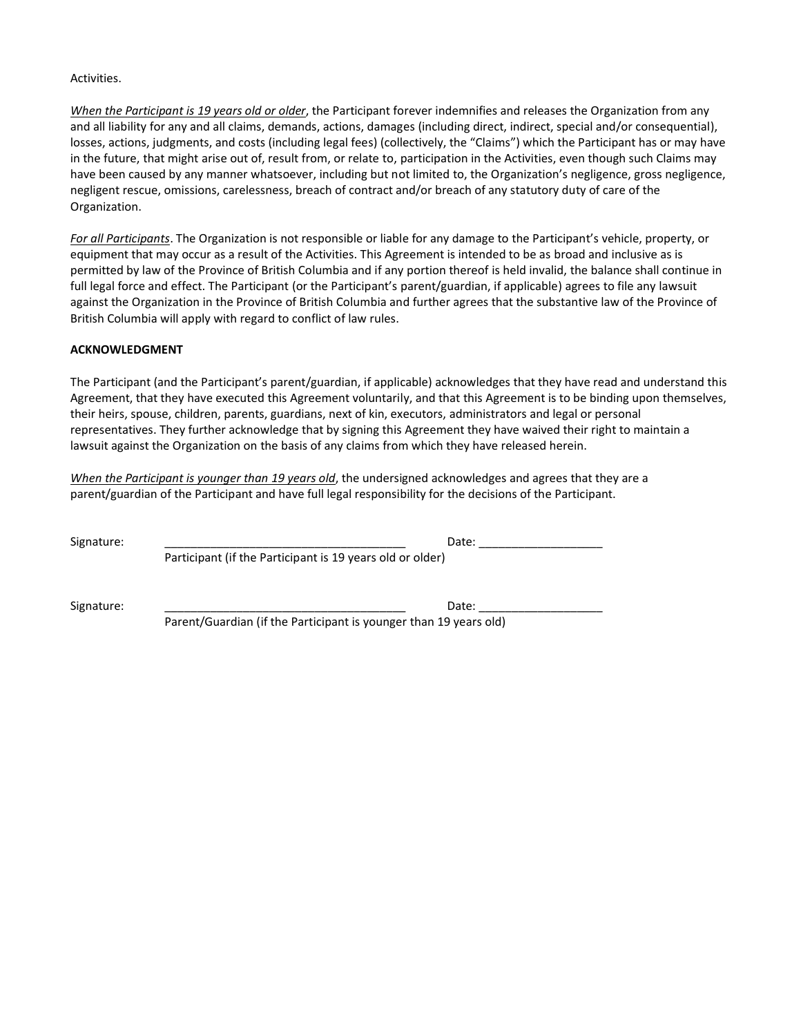Activities.

*When the Participant is 19 years old or older*, the Participant forever indemnifies and releases the Organization from any and all liability for any and all claims, demands, actions, damages (including direct, indirect, special and/or consequential), losses, actions, judgments, and costs (including legal fees) (collectively, the "Claims") which the Participant has or may have in the future, that might arise out of, result from, or relate to, participation in the Activities, even though such Claims may have been caused by any manner whatsoever, including but not limited to, the Organization's negligence, gross negligence, negligent rescue, omissions, carelessness, breach of contract and/or breach of any statutory duty of care of the Organization.

*For all Participants*. The Organization is not responsible or liable for any damage to the Participant's vehicle, property, or equipment that may occur as a result of the Activities. This Agreement is intended to be as broad and inclusive as is permitted by law of the Province of British Columbia and if any portion thereof is held invalid, the balance shall continue in full legal force and effect. The Participant (or the Participant's parent/guardian, if applicable) agrees to file any lawsuit against the Organization in the Province of British Columbia and further agrees that the substantive law of the Province of British Columbia will apply with regard to conflict of law rules.

**ACKNOWLEDGMENT**

The Participant (and the Participant's parent/guardian, if applicable) acknowledges that they have read and understand this Agreement, that they have executed this Agreement voluntarily, and that this Agreement is to be binding upon themselves, their heirs, spouse, children, parents, guardians, next of kin, executors, administrators and legal or personal representatives. They further acknowledge that by signing this Agreement they have waived their right to maintain a lawsuit against the Organization on the basis of any claims from which they have released herein.

*When the Participant is younger than 19 years old*, the undersigned acknowledges and agrees that they are a parent/guardian of the Participant and have full legal responsibility for the decisions of the Participant.

Signature: ____________________________________ Date: ___________________
Participant (if the Participant is 19 years old or older)

Signature: ____________________________________ Date: ___________________
Parent/Guardian (if the Participant is younger than 19 years old)